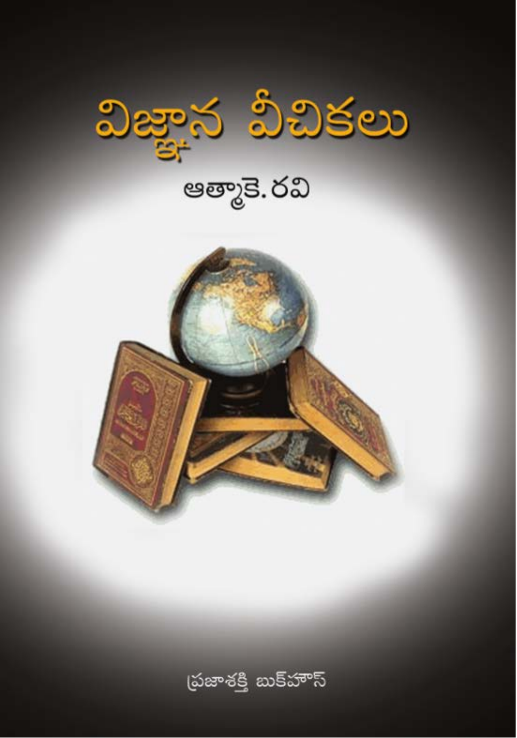# విజ్ఞాన వీచికలు

ఆత్మాకె. రవి

ప్రజాశక్తి బుక్‌హౌస్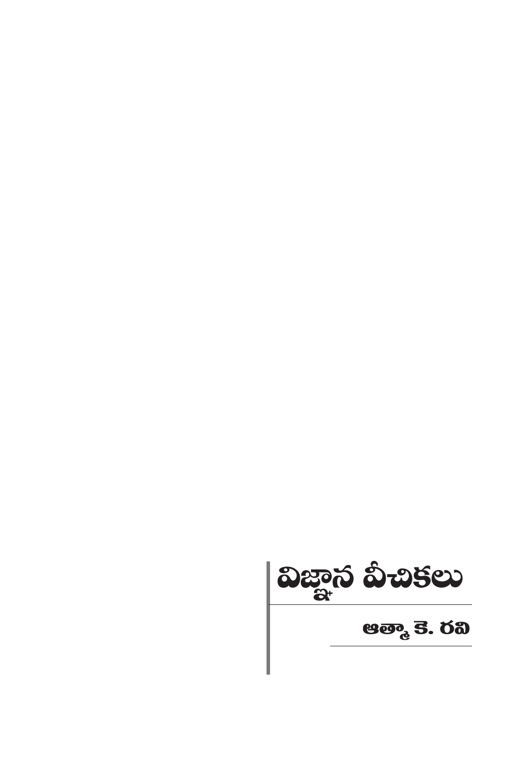# విజ్ఞాన వీచికలు

## ఆత్మా కె. రవి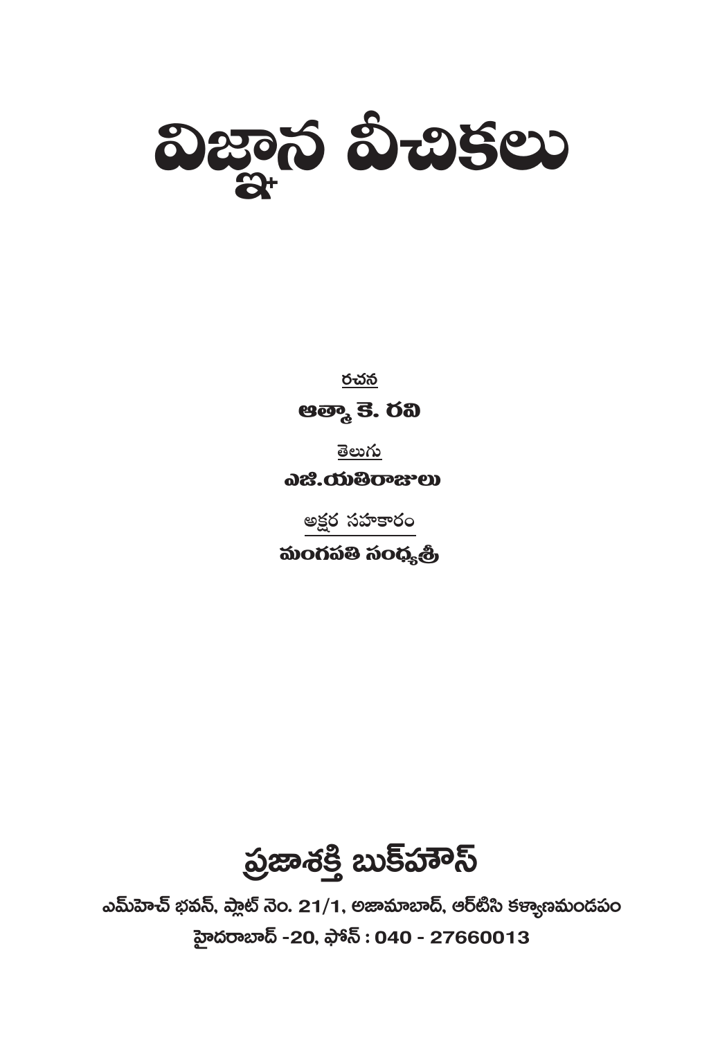# విజ్ఞాన వీచికలు

రచన

**ఆత్మా కె. రవి**

తెలుగు

**ఎజి.యతిరాజులు**

అక్షర సహకారం

**మంగపతి సంధ్యశ్రీ**

## ప్రజాశక్తి బుక్‌హౌస్

ఎమ్‌హెచ్ భవన్, ప్లాట్ నెం. 21/1, అజామాబాద్, ఆర్‌టిసి కళ్యాణమండపం

హైదరాబాద్ -20, ఫోన్ : 040 - 27660013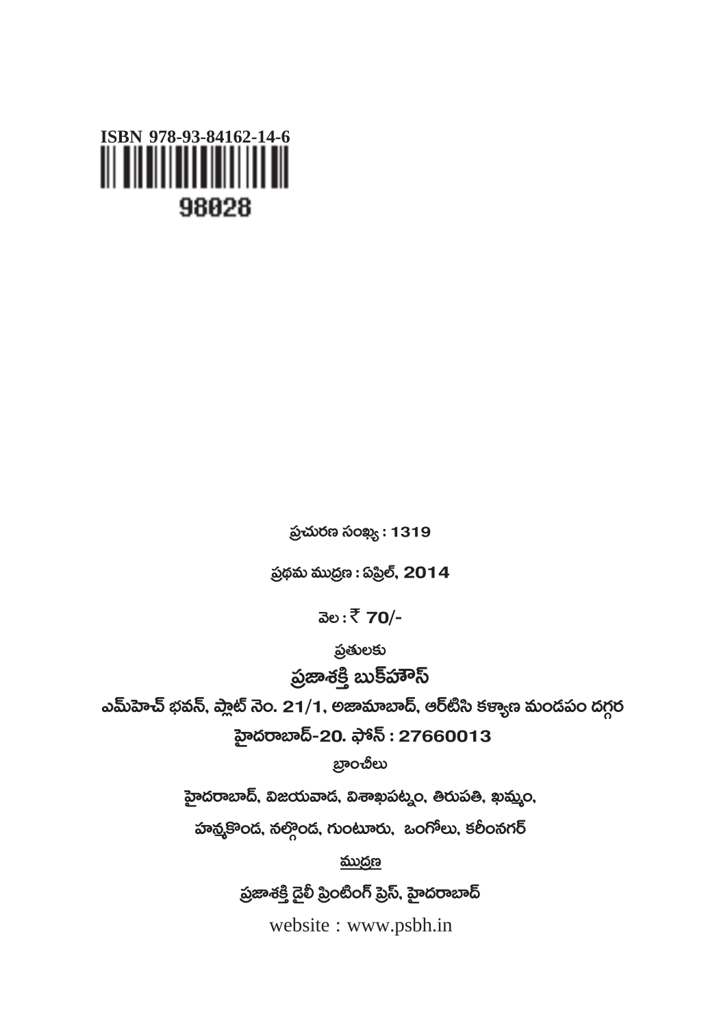ISBN 978-93-84162-14-6

98028

ప్రచురణ సంఖ్య : 1319

ప్రథమ ముద్రణ : ఏప్రిల్, 2014

వెల : ₹ 70/-

ప్రతులకు

**ప్రజాశక్తి బుక్‌హౌస్**

**ఎమ్‌హెచ్ భవన్, ప్లాట్ నెం. 21/1, అజామాబాద్, ఆర్‌టిసి కళ్యాణ మండపం దగ్గర**

**హైదరాబాద్-20. ఫోన్ : 27660013**

బ్రాంచీలు

హైదరాబాద్, విజయవాడ, విశాఖపట్నం, తిరుపతి, ఖమ్మం,

హన్మకొండ, నల్గొండ, గుంటూరు, ఒంగోలు, కరీంనగర్

ముద్రణ

ప్రజాశక్తి డైలీ ప్రింటింగ్ ప్రెస్, హైదరాబాద్

website : www.psbh.in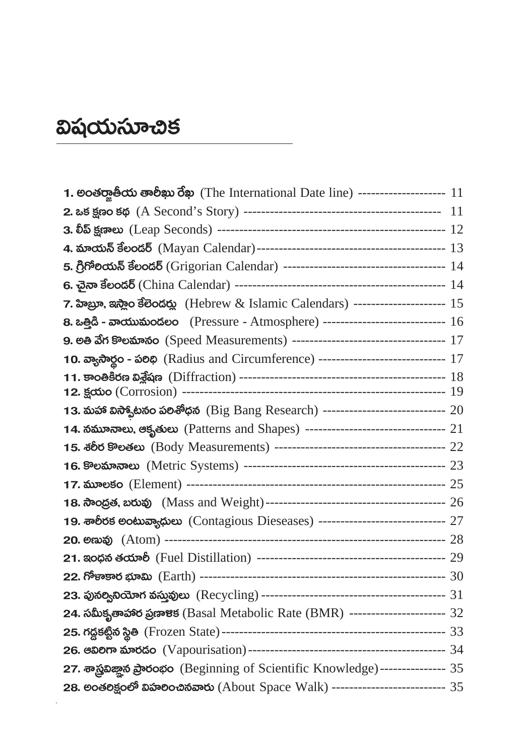# విషయసూచిక

**1. అంతర్జాతీయ తారీఖు రేఖ** (The International Date line) -------------------- 11
**2. ఒక క్షణం కథ** (A Second's Story) --------------------------------------------- 11
**3. లీప్ క్షణాలు** (Leap Seconds) ---------------------------------------------------- 12
**4. మాయన్ కేలండర్** (Mayan Calendar)------------------------------------------- 13
**5. గ్రిగోరియన్ కేలండర్** (Grigorian Calendar) ------------------------------------- 14
**6. చైనా కేలండర్** (China Calendar) ------------------------------------------------ 14
**7. హిబ్రూ, ఇస్లాం కేలెండర్లు** (Hebrew & Islamic Calendars) --------------------- 15
**8. ఒత్తిడి - వాయుమండలం** (Pressure - Atmosphere) ---------------------------- 16
**9. అతి వేగ కొలమానం** (Speed Measurements) ------------------------------------ 17
**10. వ్యాసార్థం - పరిధి** (Radius and Circumference) ----------------------------- 17
**11. కాంతికిరణ విశ్లేషణ** (Diffraction) ------------------------------------------------ 18
**12. క్షయం** (Corrosion) ----------------------------------------------------------- 19
**13. మహా విస్ఫోటనం పరిశోధన** (Big Bang Research) ---------------------------- 20
**14. నమూనాలు, ఆకృతులు** (Patterns and Shapes) -------------------------------- 21
**15. శరీర కొలతలు** (Body Measurements) --------------------------------------- 22
**16. కొలమానాలు** (Metric Systems) ---------------------------------------------- 23
**17. మూలకం** (Element) ------------------------------------------------------------ 25
**18. సాంద్రత, బరువు** (Mass and Weight)------------------------------------------ 26
**19. శారీరక అంటువ్యాధులు** (Contagious Dieseases) ----------------------------- 27
**20. అణువు** (Atom) ----------------------------------------------------------------- 28
**21. ఇంధన తయారీ** (Fuel Distillation) ------------------------------------------- 29
**22. గోళాకార భూమి** (Earth) -------------------------------------------------------- 30
**23. పునర్వినియోగ వస్తువులు** (Recycling)------------------------------------------- 31
**24. సమీకృతాహార ప్రణాళిక** (Basal Metabolic Rate (BMR) ---------------------- 32
**25. గడ్డకట్టిన స్థితి** (Frozen State)---------------------------------------------------- 33
**26. ఆవిరిగా మారడం** (Vapourisation)---------------------------------------------- 34
**27. శాస్త్రవిజ్ఞాన ప్రారంభం** (Beginning of Scientific Knowledge)--------------- 35
**28. అంతరిక్షంలో విహరించినవారు** (About Space Walk) -------------------------- 35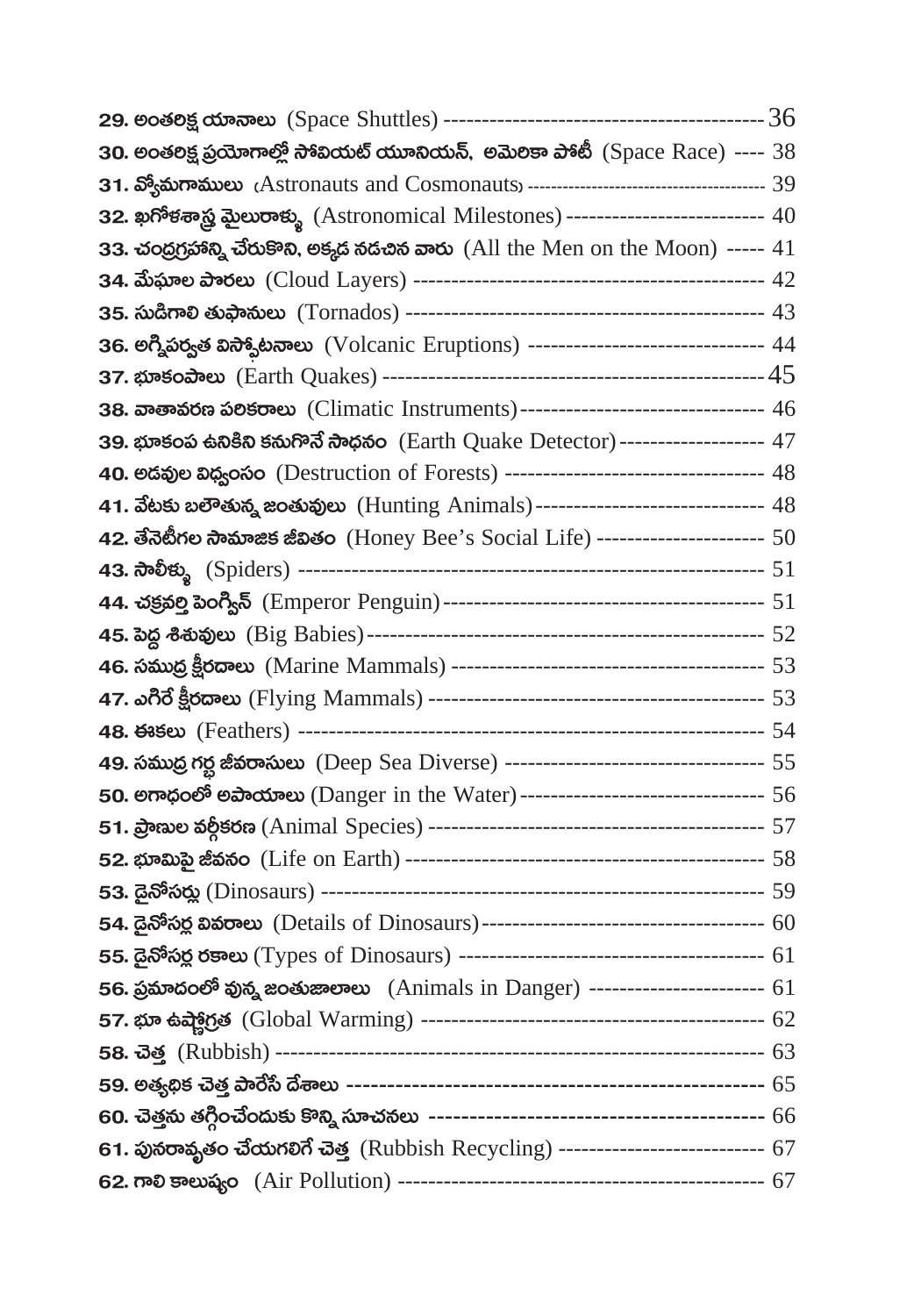**29. అంతరిక్ష యానాలు** (Space Shuttles) ------------------------------------------ 36

**30. అంతరిక్ష ప్రయోగాల్లో సోవియట్ యూనియన్, అమెరికా పోటీ** (Space Race) ---- 38

**31. వ్యోమగాములు** (Astronauts and Cosmonauts) ---------------------------------------- 39

**32. ఖగోళశాస్త్ర మైలురాళ్ళు** (Astronomical Milestones) -------------------------- 40

**33. చంద్రగ్రహాన్ని చేరుకొని, అక్కడ నడచిన వారు** (All the Men on the Moon) ----- 41

**34. మేఘాల పొరలు** (Cloud Layers) ---------------------------------------------- 42

**35. సుడిగాలి తుఫానులు** (Tornados) ----------------------------------------------- 43

**36. అగ్నిపర్వత విస్ఫోటనాలు** (Volcanic Eruptions) ------------------------------- 44

**37. భూకంపాలు** (Earth Quakes) -------------------------------------------------- 45

**38. వాతావరణ పరికరాలు** (Climatic Instruments) -------------------------------- 46

**39. భూకంప ఉనికిని కనుగొనే సాధనం** (Earth Quake Detector) ------------------- 47

**40. అడవుల విధ్వంసం** (Destruction of Forests) ---------------------------------- 48

**41. వేటకు బలౌతున్న జంతువులు** (Hunting Animals) ------------------------------ 48

**42. తేనెటీగల సామాజిక జీవితం** (Honey Bee's Social Life) ---------------------- 50

**43. సాలీళ్ళు** (Spiders) ------------------------------------------------------------ 51

**44. చక్రవర్తి పెంగ్విన్** (Emperor Penguin) ----------------------------------------- 51

**45. పెద్ద శిశువులు** (Big Babies) ---------------------------------------------------- 52

**46. సముద్ర క్షీరదాలు** (Marine Mammals) ------------------------------------------ 53

**47. ఎగిరే క్షీరదాలు** (Flying Mammals) --------------------------------------------- 53

**48. ఈకలు** (Feathers) ------------------------------------------------------------- 54

**49. సముద్ర గర్భ జీవరాసులు** (Deep Sea Diverse) ---------------------------------- 55

**50. అగాధంలో అపాయాలు** (Danger in the Water) -------------------------------- 56

**51. ప్రాణుల వర్గీకరణ** (Animal Species) -------------------------------------------- 57

**52. భూమిపై జీవనం** (Life on Earth) ---------------------------------------------- 58

**53. డైనోసర్లు** (Dinosaurs) ---------------------------------------------------------- 59

**54. డైనోసర్ల వివరాలు** (Details of Dinosaurs) ------------------------------------- 60

**55. డైనోసర్ల రకాలు** (Types of Dinosaurs) ---------------------------------------- 61

**56. ప్రమాదంలో వున్న జంతుజాలాలు** (Animals in Danger) ----------------------- 61

**57. భూ ఉష్ణోగ్రత** (Global Warming) ---------------------------------------------- 62

**58. చెత్త** (Rubbish) ---------------------------------------------------------------- 63

**59. అత్యధిక చెత్త పారేసే దేశాలు** ---------------------------------------------------- 65

**60. చెత్తను తగ్గించేందుకు కొన్ని సూచనలు** ------------------------------------------ 66

**61. పునరావృతం చేయగలిగే చెత్త** (Rubbish Recycling) -------------------------- 67

**62. గాలి కాలుష్యం** (Air Pollution) ----------------------------------------------- 67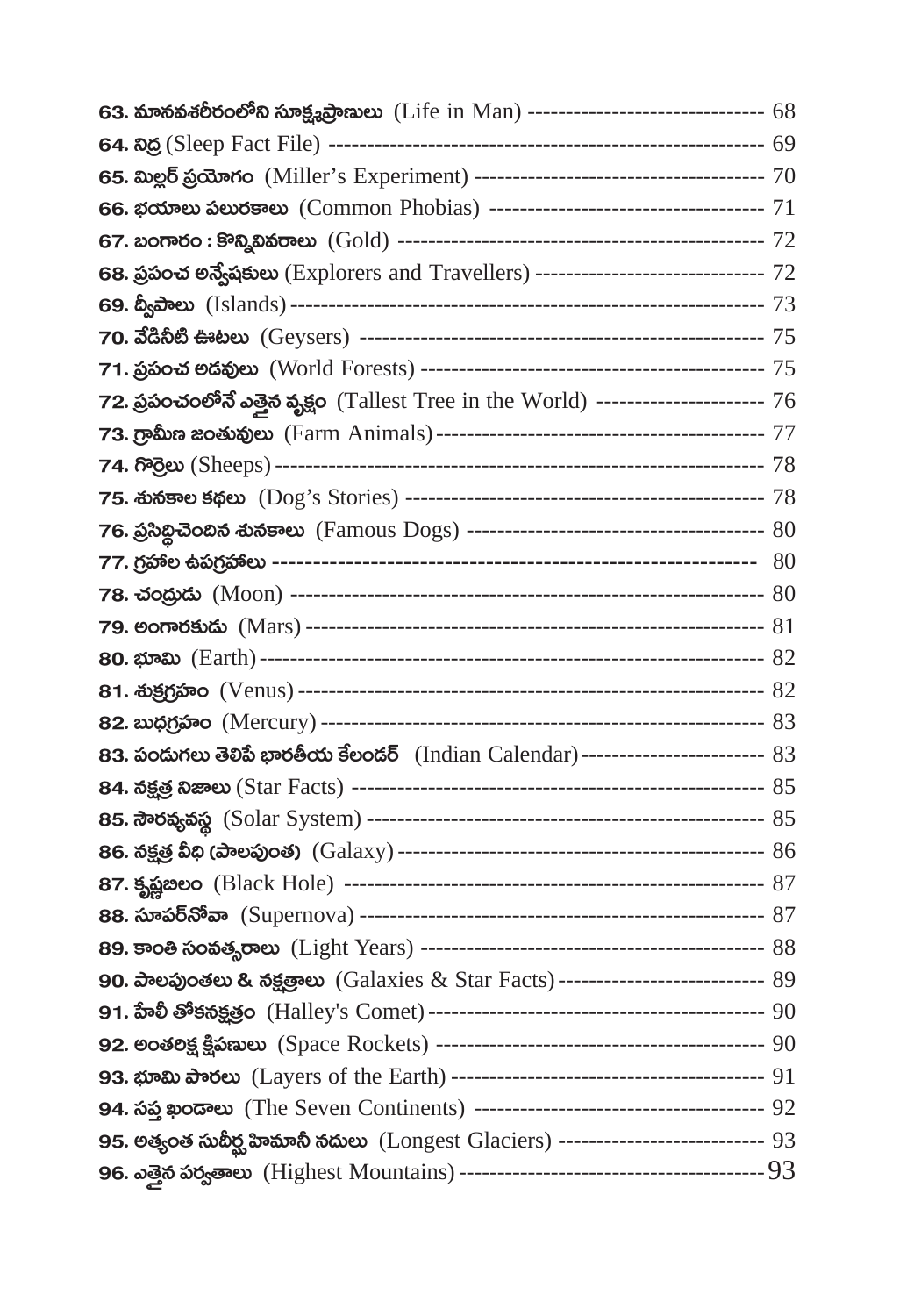**63.** **మానవశరీరంలోని సూక్ష్మప్రాణులు** (Life in Man) ------------------------------- 68

**64.** **నిద్ర** (Sleep Fact File) ---------------------------------------------------------- 69

**65.** **మిల్లర్ ప్రయోగం** (Miller's Experiment) --------------------------------------- 70

**66.** **భయాలు పలురకాలు** (Common Phobias) ------------------------------------ 71

**67.** **బంగారం : కొన్నివివరాలు** (Gold) ------------------------------------------------ 72

**68.** **ప్రపంచ అన్వేషకులు** (Explorers and Travellers) ------------------------------ 72

**69.** **ద్వీపాలు** (Islands) ---------------------------------------------------------------- 73

**70.** **వేడినీటి ఊటలు** (Geysers) ----------------------------------------------------- 75

**71.** **ప్రపంచ అడవులు** (World Forests) --------------------------------------------- 75

**72.** **ప్రపంచంలోనే ఎత్తైన వృక్షం** (Tallest Tree in the World) ---------------------- 76

**73.** **గ్రామీణ జంతువులు** (Farm Animals) -------------------------------------------- 77

**74.** **గొర్రెలు** (Sheeps) ---------------------------------------------------------------- 78

**75.** **శునకాల కథలు** (Dog's Stories) ------------------------------------------------ 78

**76.** **ప్రసిద్ధిచెందిన శునకాలు** (Famous Dogs) --------------------------------------- 80

**77.** **గ్రహాల ఉపగ్రహాలు** ------------------------------------------------------------ 80

**78.** **చంద్రుడు** (Moon) ---------------------------------------------------------------- 80

**79.** **అంగారకుడు** (Mars) -------------------------------------------------------------- 81

**80.** **భూమి** (Earth) -------------------------------------------------------------------- 82

**81.** **శుక్రగ్రహం** (Venus) --------------------------------------------------------------- 82

**82.** **బుధగ్రహం** (Mercury) ------------------------------------------------------------ 83

**83.** **పండుగలు తెలిపే భారతీయ కేలండర్** (Indian Calendar) ------------------------ 83

**84.** **నక్షత్ర నిజాలు** (Star Facts) ------------------------------------------------------ 85

**85.** **సౌరవ్యవస్థ** (Solar System) -------------------------------------------------------- 85

**86.** **నక్షత్ర వీధి (పాలపుంత)** (Galaxy) ------------------------------------------------ 86

**87.** **కృష్ణబిలం** (Black Hole) ----------------------------------------------------------- 87

**88.** **సూపర్‌నోవా** (Supernova) --------------------------------------------------------- 87

**89.** **కాంతి సంవత్సరాలు** (Light Years) ---------------------------------------------- 88

**90.** **పాలపుంతలు & నక్షత్రాలు** (Galaxies & Star Facts) --------------------------- 89

**91.** **హేలీ తోకనక్షత్రం** (Halley's Comet) ----------------------------------------------- 90

**92.** **అంతరిక్ష క్షిపణులు** (Space Rockets) ------------------------------------------- 90

**93.** **భూమి పొరలు** (Layers of the Earth) ------------------------------------------ 91

**94.** **సప్త ఖండాలు** (The Seven Continents) -------------------------------------- 92

**95.** **అత్యంత సుదీర్ఘ హిమానీ నదులు** (Longest Glaciers) --------------------------- 93

**96.** **ఎత్తైన పర్వతాలు** (Highest Mountains) ---------------------------------------- 93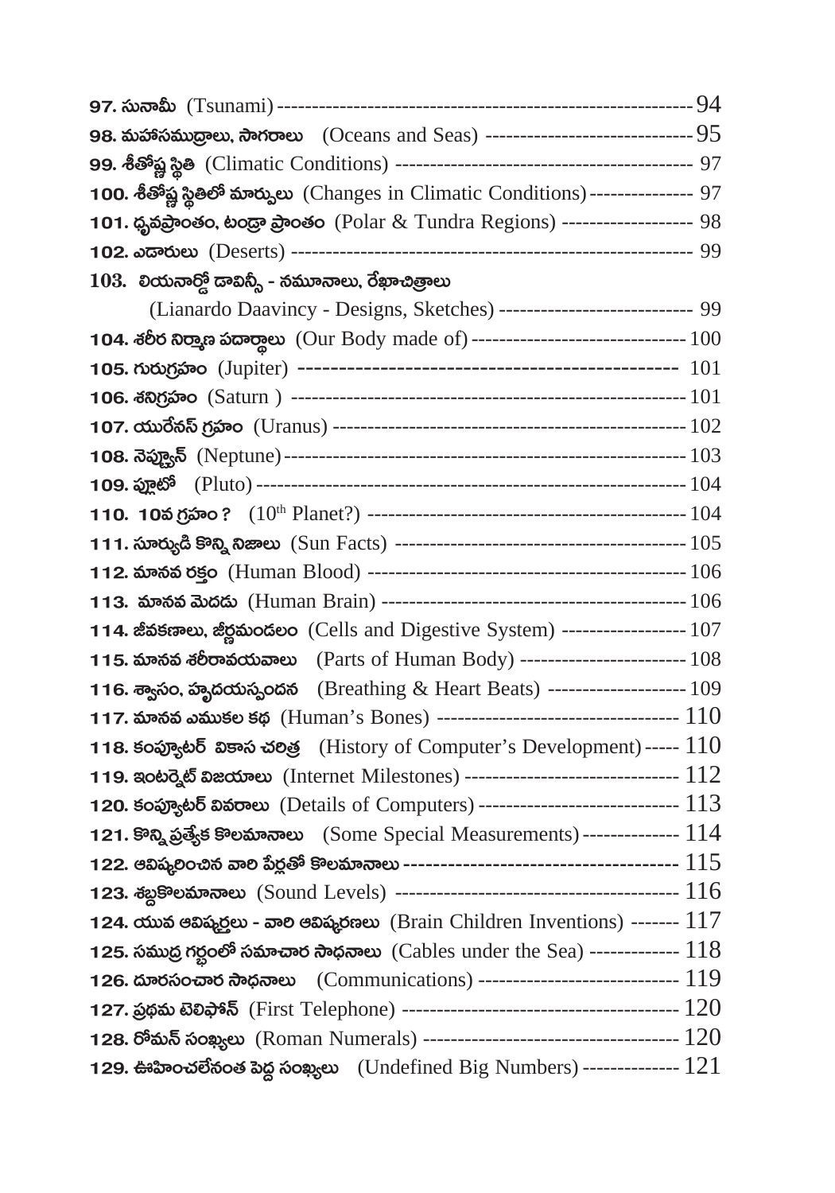97. సునామీ (Tsunami) ---------------------------------------------------------- 94

98. మహాసముద్రాలు, సాగరాలు (Oceans and Seas) ------------------------------ 95

99. శీతోష్ణ స్థితి (Climatic Conditions) ------------------------------------------ 97

100. శీతోష్ణ స్థితిలో మార్పులు (Changes in Climatic Conditions) --------------- 97

101. ధృవప్రాంతం, టండ్రా ప్రాంతం (Polar & Tundra Regions) ------------------- 98

102. ఎడారులు (Deserts) ---------------------------------------------------------- 99

103. లియనార్డో డావిన్సీ - నమూనాలు, రేఖాచిత్రాలు
(Lianardo Daavincy - Designs, Sketches) ---------------------------- 99

104. శరీర నిర్మాణ పదార్థాలు (Our Body made of) ------------------------------- 100

105. గురుగ్రహం (Jupiter) ----------------------------------------------- 101

106. శనిగ్రహం (Saturn ) --------------------------------------------------------- 101

107. యురేనస్ గ్రహం (Uranus) --------------------------------------------------- 102

108. నెప్ట్యూన్ (Neptune) ------------------------------------------------------- 103

109. ప్లూటో (Pluto) --------------------------------------------------------------- 104

110. 10వ గ్రహం ? ($10^{th}$ Planet?) --------------------------------------------- 104

111. సూర్యుడి కొన్ని నిజాలు (Sun Facts) ------------------------------------------ 105

112. మానవ రక్తం (Human Blood) ---------------------------------------------- 106

113. మానవ మెదడు (Human Brain) -------------------------------------------- 106

114. జీవకణాలు, జీర్ణమండలం (Cells and Digestive System) ------------------ 107

115. మానవ శరీరావయవాలు (Parts of Human Body) ------------------------ 108

116. శ్వాసం, హృదయస్పందన (Breathing & Heart Beats) -------------------- 109

117. మానవ ఎముకల కథ (Human's Bones) ---------------------------------- 110

118. కంప్యూటర్ వికాస చరిత్ర (History of Computer's Development) ----- 110

119. ఇంటర్నెట్ విజయాలు (Internet Milestones) ------------------------------- 112

120. కంప్యూటర్ వివరాలు (Details of Computers) ----------------------------- 113

121. కొన్ని ప్రత్యేక కొలమానాలు (Some Special Measurements) ------------- 114

122. ఆవిష్కరించిన వారి పేర్లతో కొలమానాలు ------------------------------------ 115

123. శబ్దకొలమానాలు (Sound Levels) ----------------------------------------- 116

124. యువ ఆవిష్కర్తలు - వారి ఆవిష్కరణలు (Brain Children Inventions) ------- 117

125. సముద్ర గర్భంలో సమాచార సాధనాలు (Cables under the Sea) ------------- 118

126. దూరసంచార సాధనాలు (Communications) ----------------------------- 119

127. ప్రథమ టెలిఫోన్ (First Telephone) ---------------------------------------- 120

128. రోమన్ సంఖ్యలు (Roman Numerals) ------------------------------------- 120

129. ఊహించలేనంత పెద్ద సంఖ్యలు (Undefined Big Numbers) -------------- 121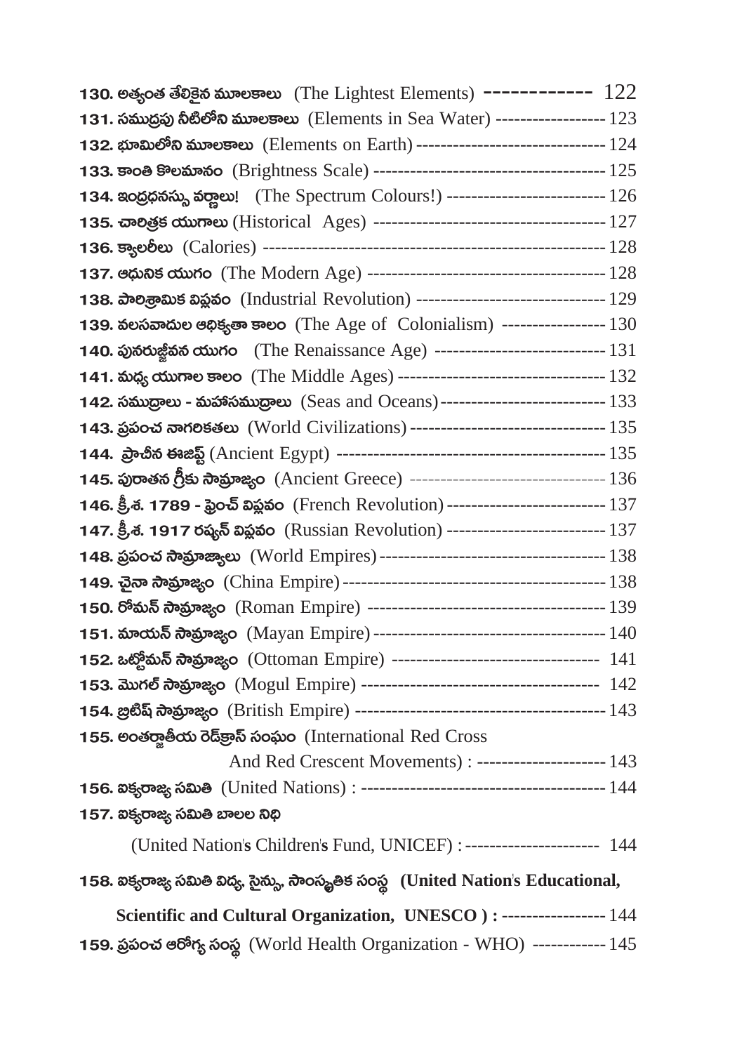130. అత్యంత తేలికైన మూలకాలు (The Lightest Elements) ------------ 122

131. సముద్రపు నీటిలోని మూలకాలు (Elements in Sea Water) ------------------ 123

132. భూమిలోని మూలకాలు (Elements on Earth) -------------------------------- 124

133. కాంతి కొలమానం (Brightness Scale) --------------------------------------- 125

134. ఇంద్రధనస్సు వర్ణాలు! (The Spectrum Colours!) -------------------------- 126

135. చారిత్రక యుగాలు (Historical Ages) --------------------------------------- 127

136. క్యాలరీలు (Calories) -------------------------------------------------------- 128

137. ఆధునిక యుగం (The Modern Age) --------------------------------------- 128

138. పారిశ్రామిక విప్లవం (Industrial Revolution) -------------------------------- 129

139. వలసవాదుల ఆధిక్యతా కాలం (The Age of Colonialism) ----------------- 130

140. పునరుజ్జీవన యుగం (The Renaissance Age) ---------------------------- 131

141. మధ్య యుగాల కాలం (The Middle Ages) ---------------------------------- 132

142. సముద్రాలు - మహాసముద్రాలు (Seas and Oceans) --------------------------- 133

143. ప్రపంచ నాగరికతలు (World Civilizations) --------------------------------- 135

144. ప్రాచీన ఈజిప్ట్ (Ancient Egypt) --------------------------------------------- 135

145. పురాతన గ్రీకు సామ్రాజ్యం (Ancient Greece) -------------------------------- 136

146. క్రీ.శ. 1789 - ఫ్రెంచ్ విప్లవం (French Revolution) -------------------------- 137

147. క్రీ.శ. 1917 రష్యన్ విప్లవం (Russian Revolution) -------------------------- 137

148. ప్రపంచ సామ్రాజ్యాలు (World Empires) ------------------------------------- 138

149. చైనా సామ్రాజ్యం (China Empire) ------------------------------------------ 138

150. రోమన్ సామ్రాజ్యం (Roman Empire) --------------------------------------- 139

151. మాయన్ సామ్రాజ్యం (Mayan Empire) --------------------------------------- 140

152. ఒట్టోమన్ సామ్రాజ్యం (Ottoman Empire) ---------------------------------- 141

153. మొగల్ సామ్రాజ్యం (Mogul Empire) --------------------------------------- 142

154. బ్రిటిష్ సామ్రాజ్యం (British Empire) ----------------------------------------- 143

155. అంతర్జాతీయ రెడ్‌క్రాస్ సంఘం (International Red Cross And Red Crescent Movements) : --------------------- 143

156. ఐక్యరాజ్య సమితి (United Nations) : ---------------------------------------- 144

157. ఐక్యరాజ్య సమితి బాలల నిధి (United Nation's Children's Fund, UNICEF) : ---------------------- 144

158. ఐక్యరాజ్య సమితి విద్య, సైన్సు, సాంస్కృతిక సంస్థ **(United Nation's Educational, Scientific and Cultural Organization, UNESCO ) :** ----------------- 144

159. ప్రపంచ ఆరోగ్య సంస్థ (World Health Organization - WHO) ------------ 145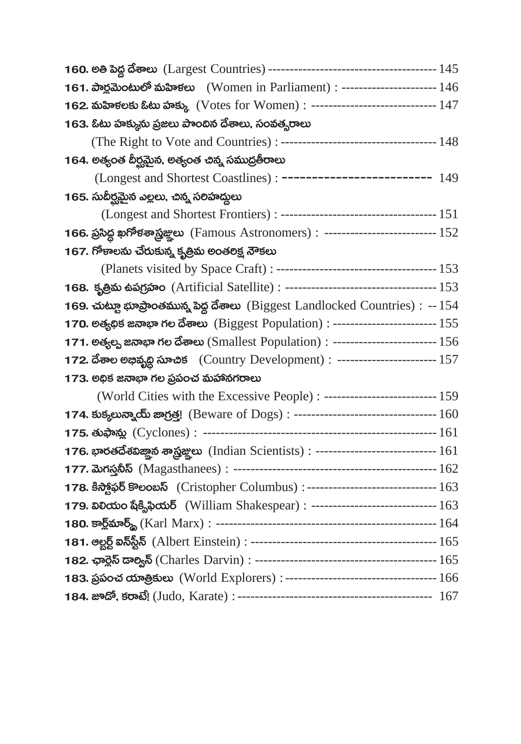**160. అతి పెద్ద దేశాలు** (Largest Countries) ---------------------------------------- 145

**161. పార్లమెంటులో మహిళలు** (Women in Parliament) : ---------------------- 146

**162. మహిళలకు ఓటు హక్కు** (Votes for Women) : ----------------------------- 147

**163. ఓటు హక్కును ప్రజలు పొందిన దేశాలు, సంవత్సరాలు**
(The Right to Vote and Countries) : ------------------------------------ 148

**164. అత్యంత దీర్ఘమైన, అత్యంత చిన్న సముద్రతీరాలు**
(Longest and Shortest Coastlines) : ------------------------- 149

**165. సుదీర్ఘమైన ఎల్లలు, చిన్న సరిహద్దులు**
(Longest and Shortest Frontiers) : ------------------------------------ 151

**166. ప్రసిద్ధ ఖగోళశాస్త్రజ్ఞులు** (Famous Astronomers) : -------------------------- 152

**167. గోళాలను చేరుకున్న కృత్రిమ అంతరిక్ష నౌకలు**
(Planets visited by Space Craft) : ------------------------------------- 153

**168. కృత్రిమ ఉపగ్రహం** (Artificial Satellite) : ----------------------------------- 153

**169. చుట్టూ భూప్రాంతమున్న పెద్ద దేశాలు** (Biggest Landlocked Countries) : -- 154

**170. అత్యధిక జనాభా గల దేశాలు** (Biggest Population) : ------------------------ 155

**171. అత్యల్ప జనాభా గల దేశాలు** (Smallest Population) : ------------------------ 156

**172. దేశాల అభివృద్ధి సూచిక** (Country Development) : ----------------------- 157

**173. అధిక జనాభా గల ప్రపంచ మహానగరాలు**
(World Cities with the Excessive People) : -------------------------- 159

**174. కుక్కలున్నాయ్ జాగ్రత్త!** (Beware of Dogs) : --------------------------------- 160

**175. తుఫాన్లు** (Cyclones) : ------------------------------------------------------- 161

**176. భారతదేశవిజ్ఞాన శాస్త్రజ్ఞులు** (Indian Scientists) : ---------------------------- 161

**177. మెగస్తనీస్** (Magasthanees) : ----------------------------------------------- 162

**178. కిస్టోఫర్ కొలంబస్** (Cristopher Columbus) : ------------------------------ 163

**179. విలియం షేక్స్పియర్** (William Shakespear) : ----------------------------- 163

**180. కార్ల్‌మార్క్స్** (Karl Marx) : --------------------------------------------------- 164

**181. ఆల్బర్ట్ ఐన్‌స్టీన్** (Albert Einstein) : ------------------------------------------ 165

**182. ఛార్లెస్ డార్విన్** (Charles Darvin) : ------------------------------------------ 165

**183. ప్రపంచ యాత్రికులు** (World Explorers) : ----------------------------------- 166

**184. జూడో, కరాటే!** (Judo, Karate) : -------------------------------------------- 167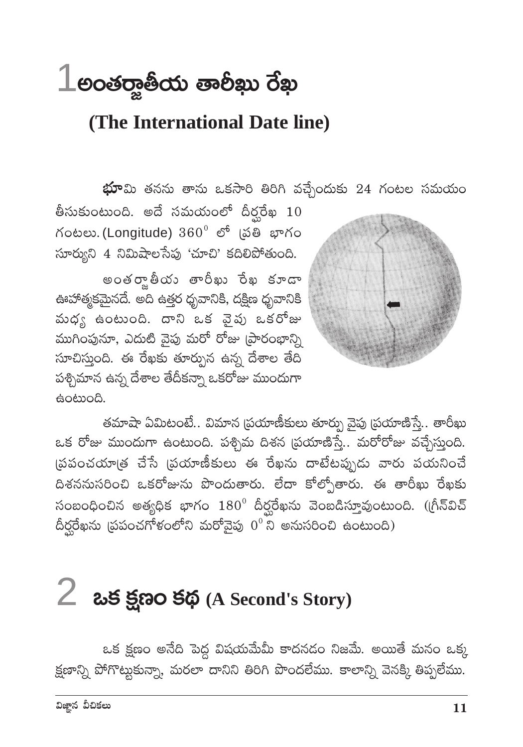# 1 అంతర్జాతీయ తారీఖు రేఖ

## (The International Date line)

**భూ**మి తనను తాను ఒకసారి తిరిగి వచ్చేందుకు 24 గంటల సమయం తీసుకుంటుంది. అదే సమయంలో దీర్ఘరేఖ 10 గంటలు. (Longitude) $360^0$ లో ప్రతి భాగం సూర్యుని 4 నిమిషాలసేపు 'చూచి' కదిలిపోతుంది.

అంతర్జాతీయ తారీఖు రేఖ కూడా ఊహాత్మకమైనదే. అది ఉత్తర ధృవానికి, దక్షిణ ధృవానికి మధ్య ఉంటుంది. దాని ఒక వైపు ఒకరోజు ముగింపునూ, ఎదుటి వైపు మరో రోజు ప్రారంభాన్ని సూచిస్తుంది. ఈ రేఖకు తూర్పున ఉన్న దేశాల తేది పశ్చిమాన ఉన్న దేశాల తేదీకన్నా ఒకరోజు ముందుగా ఉంటుంది.

తమాషా ఏమిటంటే.. విమాన ప్రయాణీకులు తూర్పు వైపు ప్రయాణిస్తే.. తారీఖు ఒక రోజు ముందుగా ఉంటుంది. పశ్చిమ దిశన ప్రయాణిస్తే.. మరోరోజు వచ్చేస్తుంది. ప్రపంచయాత్ర చేసే ప్రయాణీకులు ఈ రేఖను దాటేటప్పుడు వారు పయనించే దిశననుసరించి ఒకరోజును పొందుతారు. లేదా కోల్పోతారు. ఈ తారీఖు రేఖకు సంబంధించిన అత్యధిక భాగం $180^0$ దీర్ఘరేఖను వెంబడిస్తూవుంటుంది. (గ్రీన్‌విచ్ దీర్ఘరేఖను ప్రపంచగోళంలోని మరోవైపు $0^0$ ని అనుసరించి ఉంటుంది)

# 2 ఒక క్షణం కథ (A Second's Story)

ఒక క్షణం అనేది పెద్ద విషయమేమీ కాదనడం నిజమే. అయితే మనం ఒక్క క్షణాన్ని పోగొట్టుకున్నా, మరలా దానిని తిరిగి పొందలేము. కాలాన్ని వెనక్కి తిప్పలేము.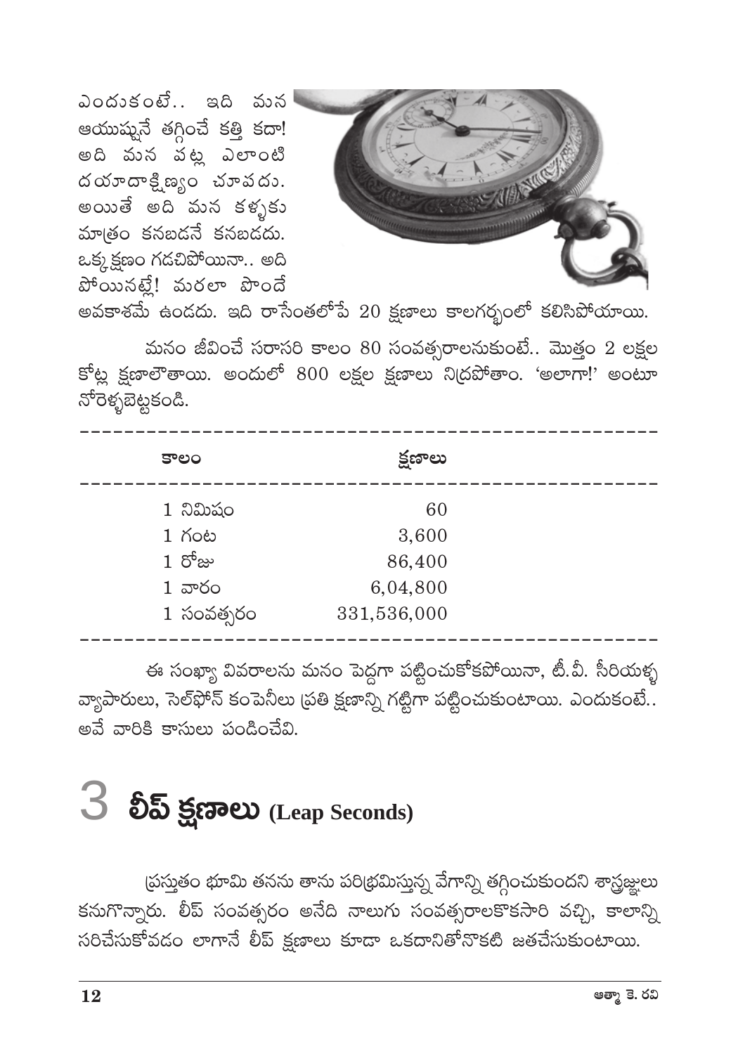ఎందుకంటే.. ఇది మన ఆయుష్షునే తగ్గించే కత్తి కదా! అది మన పట్ల ఎలాంటి దయాదాక్షిణ్యం చూపదు. అయితే అది మన కళ్ళకు మాత్రం కనబడనే కనబడదు. ఒక్క క్షణం గడచిపోయినా.. అది పోయినట్లే! మరలా పొందే అవకాశమే ఉండదు. ఇది రాసేంతలోపే 20 క్షణాలు కాలగర్భంలో కలిసిపోయాయి.

మనం జీవించే సరాసరి కాలం 80 సంవత్సరాలనుకుంటే.. మొత్తం 2 లక్షల కోట్ల క్షణాలౌతాయి. అందులో 800 లక్షల క్షణాలు నిద్రపోతాం. 'అలాగా!' అంటూ నోరెళ్ళబెట్టకండి.

| కాలం | క్షణాలు |
|---|---|
| 1 నిమిషం | 60 |
| 1 గంట | 3,600 |
| 1 రోజు | 86,400 |
| 1 వారం | 6,04,800 |
| 1 సంవత్సరం | 331,536,000 |

ఈ సంఖ్యా వివరాలను మనం పెద్దగా పట్టించుకోకపోయినా, టీ.వీ. సీరియళ్ళ వ్యాపారులు, సెల్‌ఫోన్ కంపెనీలు ప్రతి క్షణాన్ని గట్టిగా పట్టించుకుంటాయి. ఎందుకంటే.. అవే వారికి కాసులు పండించేవి.

# 3 లీప్ క్షణాలు (Leap Seconds)

ప్రస్తుతం భూమి తనను తాను పరిభ్రమిస్తున్న వేగాన్ని తగ్గించుకుందని శాస్త్రజ్ఞులు కనుగొన్నారు. లీప్ సంవత్సరం అనేది నాలుగు సంవత్సరాలకొకసారి వచ్చి, కాలాన్ని సరిచేసుకోవడం లాగానే లీప్ క్షణాలు కూడా ఒకదానితోనొకటి జతచేసుకుంటాయి.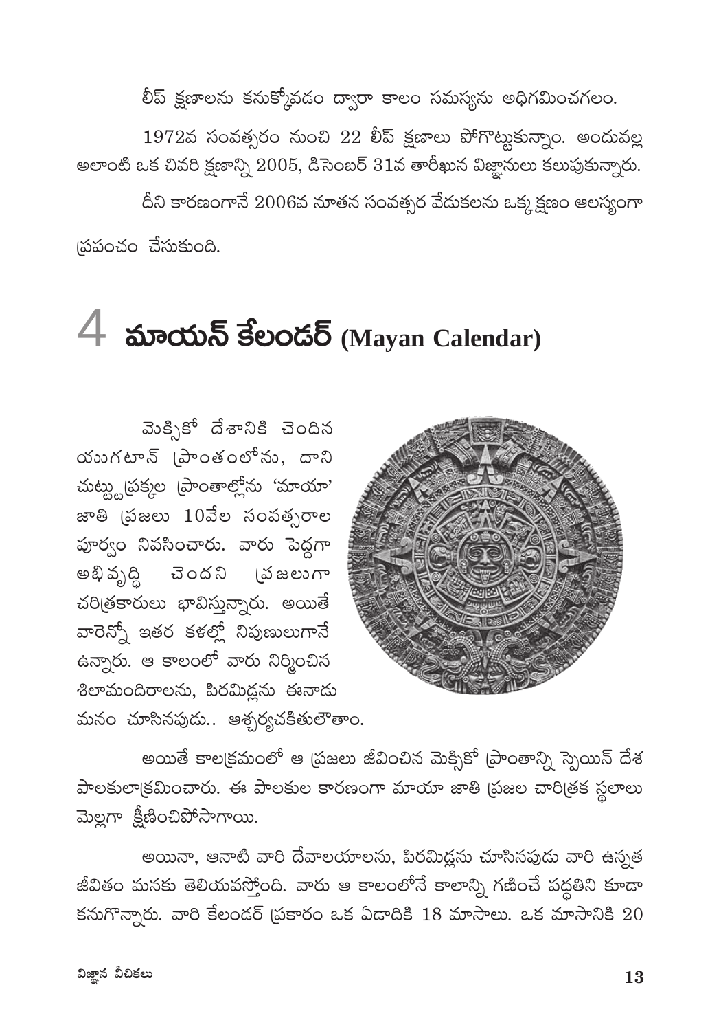లీప్ క్షణాలను కనుక్కోవడం ద్వారా కాలం సమస్యను అధిగమించగలం.

1972వ సంవత్సరం నుంచి 22 లీప్ క్షణాలు పోగొట్టుకున్నాం. అందువల్ల అలాంటి ఒక చివరి క్షణాన్ని 2005, డిసెంబర్ 31వ తారీఖున విజ్ఞానులు కలుపుకున్నారు.

దీని కారణంగానే 2006వ నూతన సంవత్సర వేడుకలను ఒక్క క్షణం ఆలస్యంగా ప్రపంచం చేసుకుంది.

# 4 మాయన్ కేలండర్ (Mayan Calendar)

మెక్సికో దేశానికి చెందిన యుగటాన్ ప్రాంతంలోను, దాని చుట్టుప్రక్కల ప్రాంతాల్లోను 'మాయా' జాతి ప్రజలు 10వేల సంవత్సరాల పూర్వం నివసించారు. వారు పెద్దగా అభివృద్ధి చెందని ప్రజలుగా చరిత్రకారులు భావిస్తున్నారు. అయితే వారెన్నో ఇతర కళల్లో నిపుణులుగానే ఉన్నారు. ఆ కాలంలో వారు నిర్మించిన శిలామందిరాలను, పిరమిడ్లను ఈనాడు మనం చూసినపుడు.. ఆశ్చర్యచకితులౌతాం.

అయితే కాలక్రమంలో ఆ ప్రజలు జీవించిన మెక్సికో ప్రాంతాన్ని స్పెయిన్ దేశ పాలకులాక్రమించారు. ఈ పాలకుల కారణంగా మాయా జాతి ప్రజల చారిత్రక స్థలాలు మెల్లగా క్షీణించిపోసాగాయి.

అయినా, ఆనాటి వారి దేవాలయాలను, పిరమిడ్లను చూసినపుడు వారి ఉన్నత జీవితం మనకు తెలియవస్తోంది. వారు ఆ కాలంలోనే కాలాన్ని గణించే పద్ధతిని కూడా కనుగొన్నారు. వారి కేలండర్ ప్రకారం ఒక ఏడాదికి 18 మాసాలు. ఒక మాసానికి 20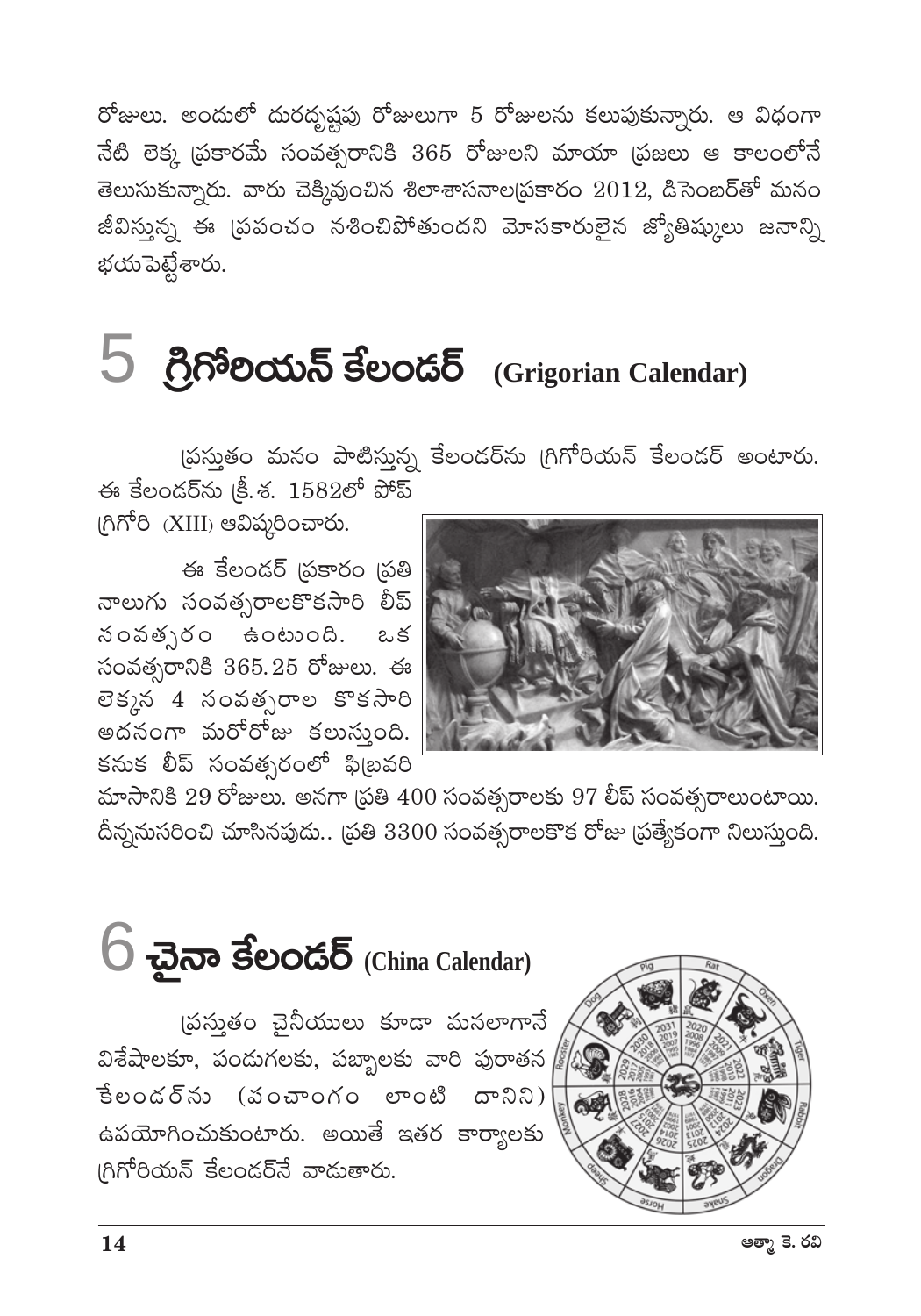రోజులు. అందులో దురదృష్టపు రోజులుగా 5 రోజులను కలుపుకున్నారు. ఆ విధంగా నేటి లెక్క ప్రకారమే సంవత్సరానికి 365 రోజులని మాయా ప్రజలు ఆ కాలంలోనే తెలుసుకున్నారు. వారు చెక్కివుంచిన శిలాశాసనాలప్రకారం 2012, డిసెంబర్‌తో మనం జీవిస్తున్న ఈ ప్రపంచం నశించిపోతుందని మోసకారులైన జ్యోతిష్కులు జనాన్ని భయపెట్టేశారు.

# 5 గ్రిగోరియన్ కేలండర్ (Grigorian Calendar)

ప్రస్తుతం మనం పాటిస్తున్న కేలండర్‌ను గ్రిగోరియన్ కేలండర్ అంటారు. ఈ కేలండర్‌ను క్రీ.శ. 1582లో పోప్ గ్రిగోరి (XIII) ఆవిష్కరించారు.

ఈ కేలండర్ ప్రకారం ప్రతి నాలుగు సంవత్సరాలకొకసారి లీప్ సంవత్సరం ఉంటుంది. ఒక సంవత్సరానికి 365.25 రోజులు. ఈ లెక్కన 4 సంవత్సరాల కొకసారి అదనంగా మరోరోజు కలుస్తుంది. కనుక లీప్ సంవత్సరంలో ఫిబ్రవరి మాసానికి 29 రోజులు. అనగా ప్రతి 400 సంవత్సరాలకు 97 లీప్ సంవత్సరాలుంటాయి. దీన్ననుసరించి చూసినపుడు.. ప్రతి 3300 సంవత్సరాలకొక రోజు ప్రత్యేకంగా నిలుస్తుంది.

# 6 చైనా కేలండర్ (China Calendar)

ప్రస్తుతం చైనీయులు కూడా మనలాగానే విశేషాలకూ, పండుగలకు, పబ్బాలకు వారి పురాతన కేలండర్‌ను (వంచాంగం లాంటి దానిని) ఉపయోగించుకుంటారు. అయితే ఇతర కార్యాలకు గ్రిగోరియన్ కేలండర్‌నే వాడుతారు.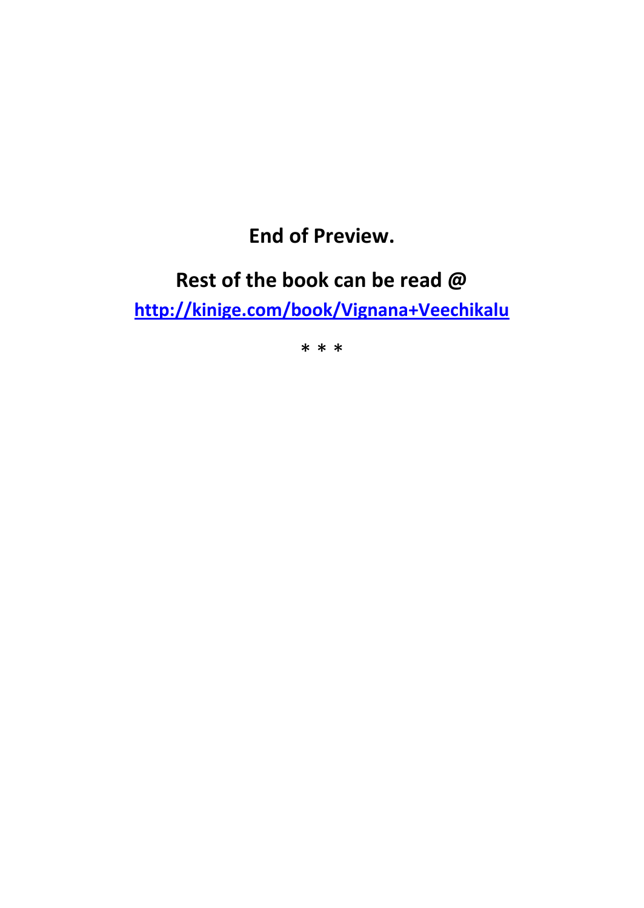**End of Preview.**

**Rest of the book can be read @**

**[http://kinige.com/book/Vignana+Veechikalu](http://kinige.com/book/Vignana+Veechikalu)**

\* \* \*